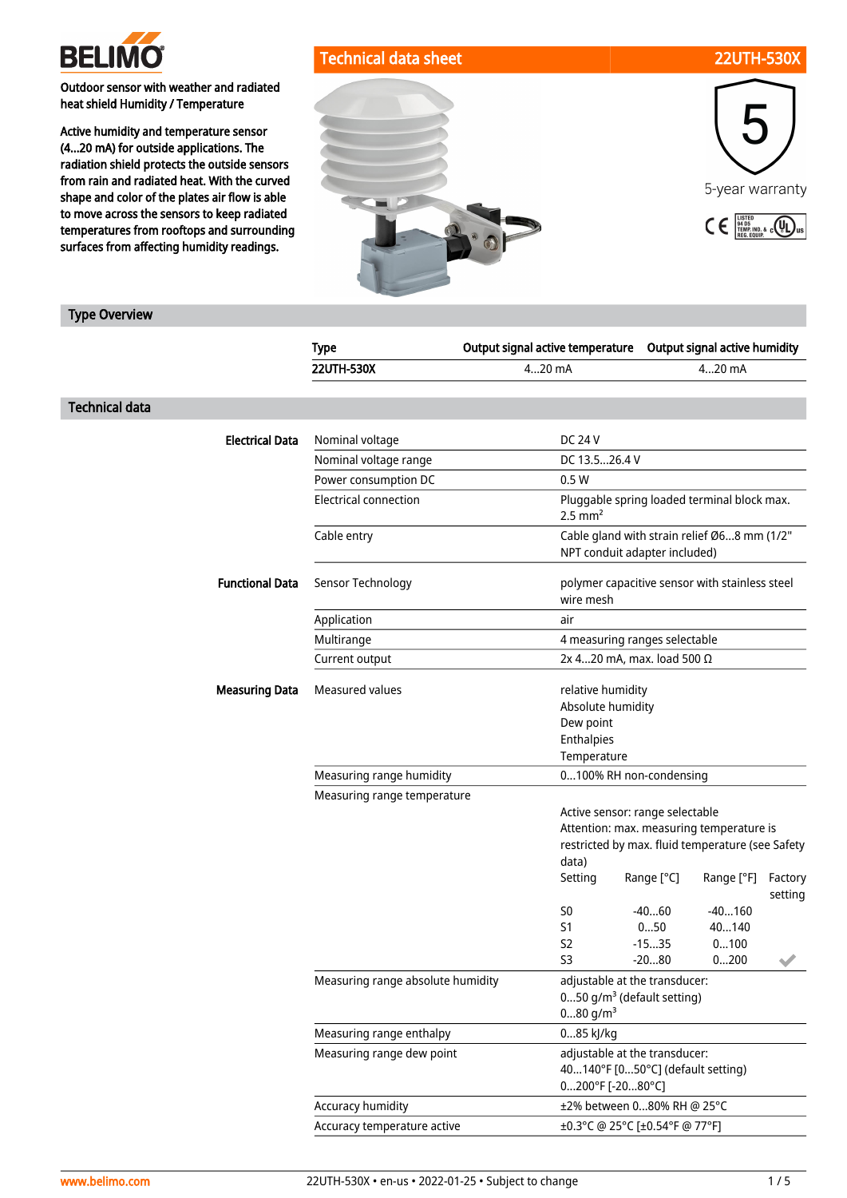BELIMO

# Technical data sheet — 22UTH-530X

**Outdoor sensor with weather and radiated heat shield Humidity / Temperature**

**Active humidity and temperature sensor (4...20 mA) for outside applications. The radiation shield protects the outside sensors from rain and radiated heat. With the curved shape and color of the plates air flow is able to move across the sensors to keep radiated temperatures from rooftops and surrounding surfaces from affecting humidity readings.**

5-year warranty

## Type Overview

| Type | Output signal active temperature | Output signal active humidity |
|---|---|---|
| 22UTH-530X | 4...20 mA | 4...20 mA |

## Technical data

| | | |
|---|---|---|
| **Electrical Data** | Nominal voltage | DC 24 V |
| | Nominal voltage range | DC 13.5...26.4 V |
| | Power consumption DC | 0.5 W |
| | Electrical connection | Pluggable spring loaded terminal block max. 2.5 mm² |
| | Cable entry | Cable gland with strain relief Ø6...8 mm (1/2" NPT conduit adapter included) |
| **Functional Data** | Sensor Technology | polymer capacitive sensor with stainless steel wire mesh |
| | Application | air |
| | Multirange | 4 measuring ranges selectable |
| | Current output | 2x 4...20 mA, max. load 500 Ω |
| **Measuring Data** | Measured values | relative humidity<br>Absolute humidity<br>Dew point<br>Enthalpies<br>Temperature |
| | Measuring range humidity | 0...100% RH non-condensing |
| | Measuring range temperature | Active sensor: range selectable<br>Attention: max. measuring temperature is restricted by max. fluid temperature (see Safety data) |
| | Measuring range absolute humidity | adjustable at the transducer:<br>0...50 g/m³ (default setting)<br>0...80 g/m³ |
| | Measuring range enthalpy | 0...85 kJ/kg |
| | Measuring range dew point | adjustable at the transducer:<br>40...140°F [0...50°C] (default setting)<br>0...200°F [-20...80°C] |
| | Accuracy humidity | ±2% between 0...80% RH @ 25°C |
| | Accuracy temperature active | ±0.3°C @ 25°C [±0.54°F @ 77°F] |

Measuring range temperature settings:

| Setting | Range [°C] | Range [°F] | Factory setting |
|---|---|---|---|
| S0 | -40...60 | -40...160 | |
| S1 | 0...50 | 40...140 | |
| S2 | -15...35 | 0...100 | |
| S3 | -20...80 | 0...200 | ✓ |

www.belimo.com

22UTH-530X • en-us • 2022-01-25 • Subject to change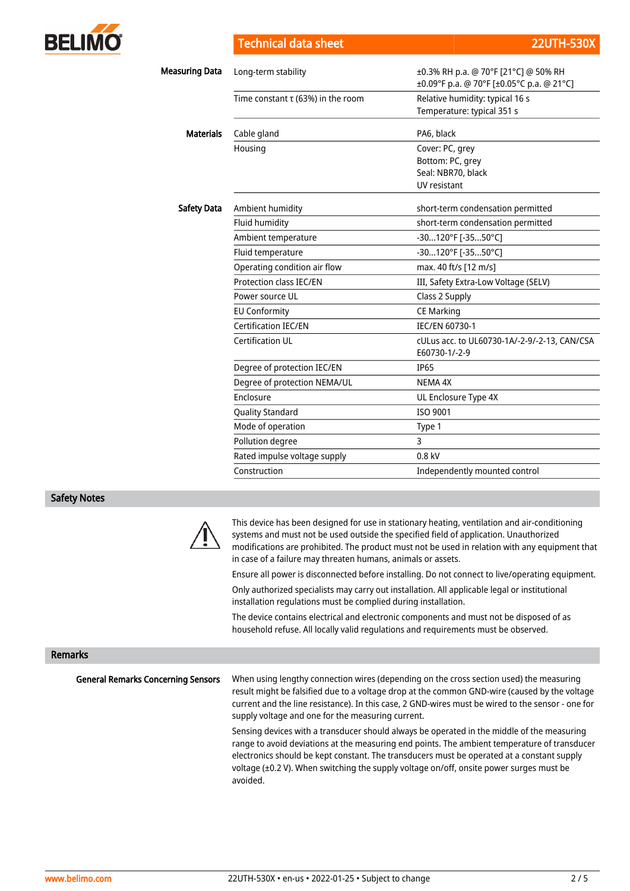| | | |
|---|---|---|
| **Measuring Data** | Long-term stability | ±0.3% RH p.a. @ 70°F [21°C] @ 50% RH<br>±0.09°F p.a. @ 70°F [±0.05°C p.a. @ 21°C] |
| | Time constant τ (63%) in the room | Relative humidity: typical 16 s<br>Temperature: typical 351 s |
| **Materials** | Cable gland | PA6, black |
| | Housing | Cover: PC, grey<br>Bottom: PC, grey<br>Seal: NBR70, black<br>UV resistant |
| **Safety Data** | Ambient humidity | short-term condensation permitted |
| | Fluid humidity | short-term condensation permitted |
| | Ambient temperature | -30...120°F [-35...50°C] |
| | Fluid temperature | -30...120°F [-35...50°C] |
| | Operating condition air flow | max. 40 ft/s [12 m/s] |
| | Protection class IEC/EN | III, Safety Extra-Low Voltage (SELV) |
| | Power source UL | Class 2 Supply |
| | EU Conformity | CE Marking |
| | Certification IEC/EN | IEC/EN 60730-1 |
| | Certification UL | cULus acc. to UL60730-1A/-2-9/-2-13, CAN/CSA E60730-1/-2-9 |
| | Degree of protection IEC/EN | IP65 |
| | Degree of protection NEMA/UL | NEMA 4X |
| | Enclosure | UL Enclosure Type 4X |
| | Quality Standard | ISO 9001 |
| | Mode of operation | Type 1 |
| | Pollution degree | 3 |
| | Rated impulse voltage supply | 0.8 kV |
| | Construction | Independently mounted control |

## Safety Notes

This device has been designed for use in stationary heating, ventilation and air-conditioning systems and must not be used outside the specified field of application. Unauthorized modifications are prohibited. The product must not be used in relation with any equipment that in case of a failure may threaten humans, animals or assets.

Ensure all power is disconnected before installing. Do not connect to live/operating equipment.

Only authorized specialists may carry out installation. All applicable legal or institutional installation regulations must be complied during installation.

The device contains electrical and electronic components and must not be disposed of as household refuse. All locally valid regulations and requirements must be observed.

## Remarks

**General Remarks Concerning Sensors**

When using lengthy connection wires (depending on the cross section used) the measuring result might be falsified due to a voltage drop at the common GND-wire (caused by the voltage current and the line resistance). In this case, 2 GND-wires must be wired to the sensor - one for supply voltage and one for the measuring current.

Sensing devices with a transducer should always be operated in the middle of the measuring range to avoid deviations at the measuring end points. The ambient temperature of transducer electronics should be kept constant. The transducers must be operated at a constant supply voltage (±0.2 V). When switching the supply voltage on/off, onsite power surges must be avoided.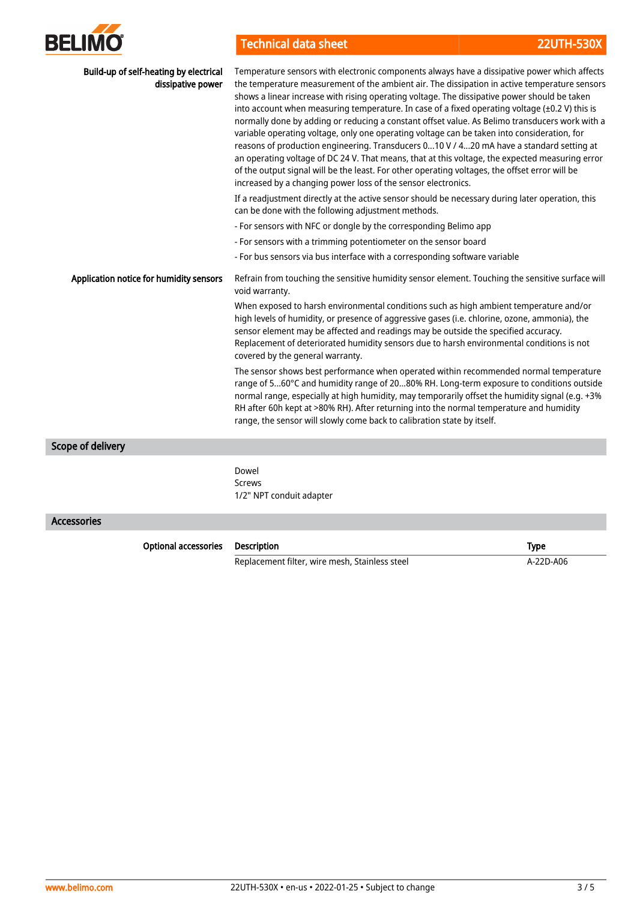**Build-up of self-heating by electrical dissipative power**

Temperature sensors with electronic components always have a dissipative power which affects the temperature measurement of the ambient air. The dissipation in active temperature sensors shows a linear increase with rising operating voltage. The dissipative power should be taken into account when measuring temperature. In case of a fixed operating voltage (±0.2 V) this is normally done by adding or reducing a constant offset value. As Belimo transducers work with a variable operating voltage, only one operating voltage can be taken into consideration, for reasons of production engineering. Transducers 0...10 V / 4...20 mA have a standard setting at an operating voltage of DC 24 V. That means, that at this voltage, the expected measuring error of the output signal will be the least. For other operating voltages, the offset error will be increased by a changing power loss of the sensor electronics.

If a readjustment directly at the active sensor should be necessary during later operation, this can be done with the following adjustment methods.

- For sensors with NFC or dongle by the corresponding Belimo app

- For sensors with a trimming potentiometer on the sensor board

- For bus sensors via bus interface with a corresponding software variable

**Application notice for humidity sensors**

Refrain from touching the sensitive humidity sensor element. Touching the sensitive surface will void warranty.

When exposed to harsh environmental conditions such as high ambient temperature and/or high levels of humidity, or presence of aggressive gases (i.e. chlorine, ozone, ammonia), the sensor element may be affected and readings may be outside the specified accuracy. Replacement of deteriorated humidity sensors due to harsh environmental conditions is not covered by the general warranty.

The sensor shows best performance when operated within recommended normal temperature range of 5...60°C and humidity range of 20...80% RH. Long-term exposure to conditions outside normal range, especially at high humidity, may temporarily offset the humidity signal (e.g. +3% RH after 60h kept at >80% RH). After returning into the normal temperature and humidity range, the sensor will slowly come back to calibration state by itself.

## Scope of delivery

Dowel
Screws
1/2" NPT conduit adapter

## Accessories

**Optional accessories**

| Description | Type |
|---|---|
| Replacement filter, wire mesh, Stainless steel | A-22D-A06 |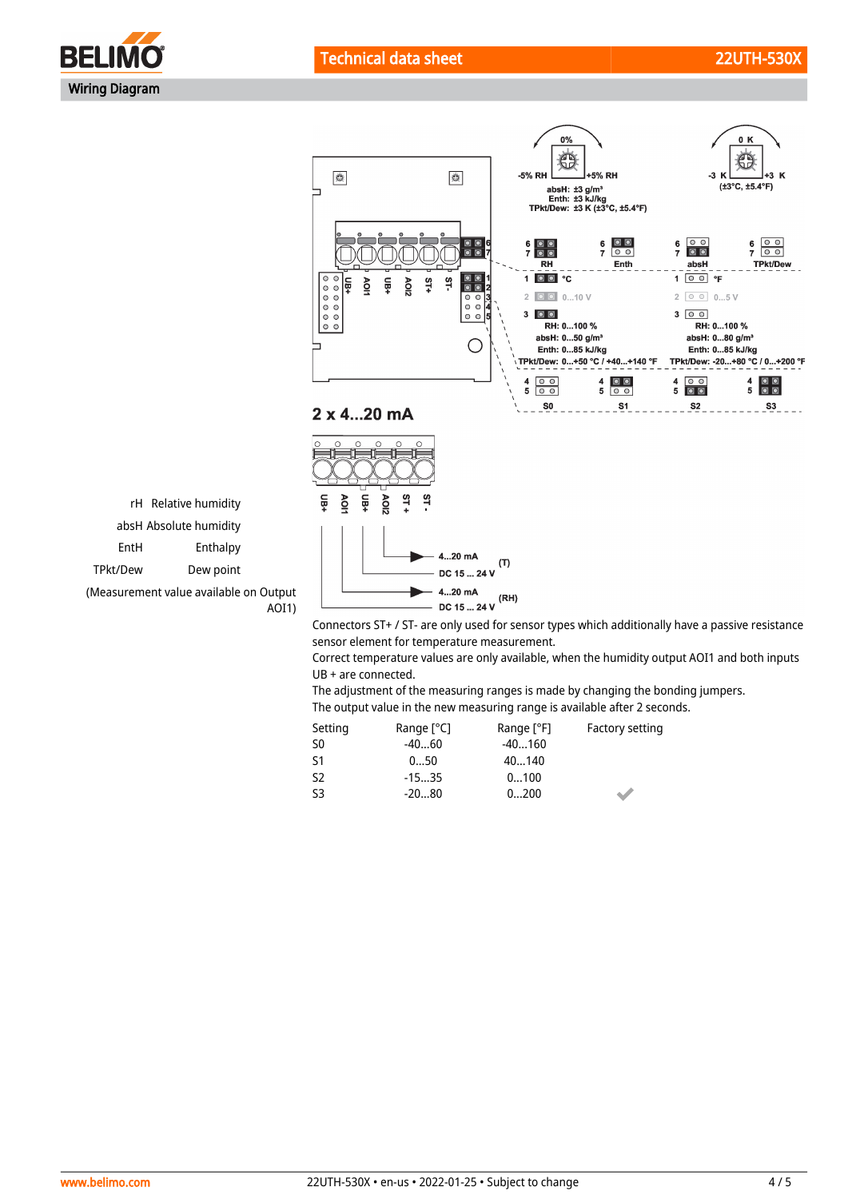## Wiring Diagram

0%

-5% RH | +5% RH

absH: ±3 g/m³
Enth: ±3 kJ/kg
TPkt/Dew: ±3 K (±3°C, ±5.4°F)

0 K

-3 K | +3 K
(±3°C, ±5.4°F)

| 6 7 | 6 7 | 6 7 | 6 7 |
|---|---|---|---|
| RH | Enth | absH | TPkt/Dew |

1 °C — 1 °F

2 0...10 V — 2 0...5 V

| 3 | 3 |
|---|---|
| RH: 0...100 % | RH: 0...100 % |
| absH: 0...50 g/m³ | absH: 0...80 g/m³ |
| Enth: 0...85 kJ/kg | Enth: 0...85 kJ/kg |
| TPkt/Dew: 0...+50 °C / +40...+140 °F | TPkt/Dew: -20...+80 °C / 0...+200 °F |

| 4 5 | 4 5 | 4 5 | 4 5 |
|---|---|---|---|
| S0 | S1 | S2 | S3 |

UB+ AOI1 UB+ AOI2 ST+ ST-

### 2 x 4...20 mA

UB+ AOI1 UB+ AOI2 ST + ST -

4...20 mA
DC 15 ... 24 V (T)

4...20 mA
DC 15 ... 24 V (RH)

rH Relative humidity
absH Absolute humidity
EntH Enthalpy
TPkt/Dew Dew point
(Measurement value available on Output AOI1)

Connectors ST+ / ST- are only used for sensor types which additionally have a passive resistance sensor element for temperature measurement.
Correct temperature values are only available, when the humidity output AOI1 and both inputs UB + are connected.
The adjustment of the measuring ranges is made by changing the bonding jumpers.
The output value in the new measuring range is available after 2 seconds.

| Setting | Range [°C] | Range [°F] | Factory setting |
|---|---|---|---|
| S0 | -40...60 | -40...160 | |
| S1 | 0...50 | 40...140 | |
| S2 | -15...35 | 0...100 | |
| S3 | -20...80 | 0...200 | ✔ |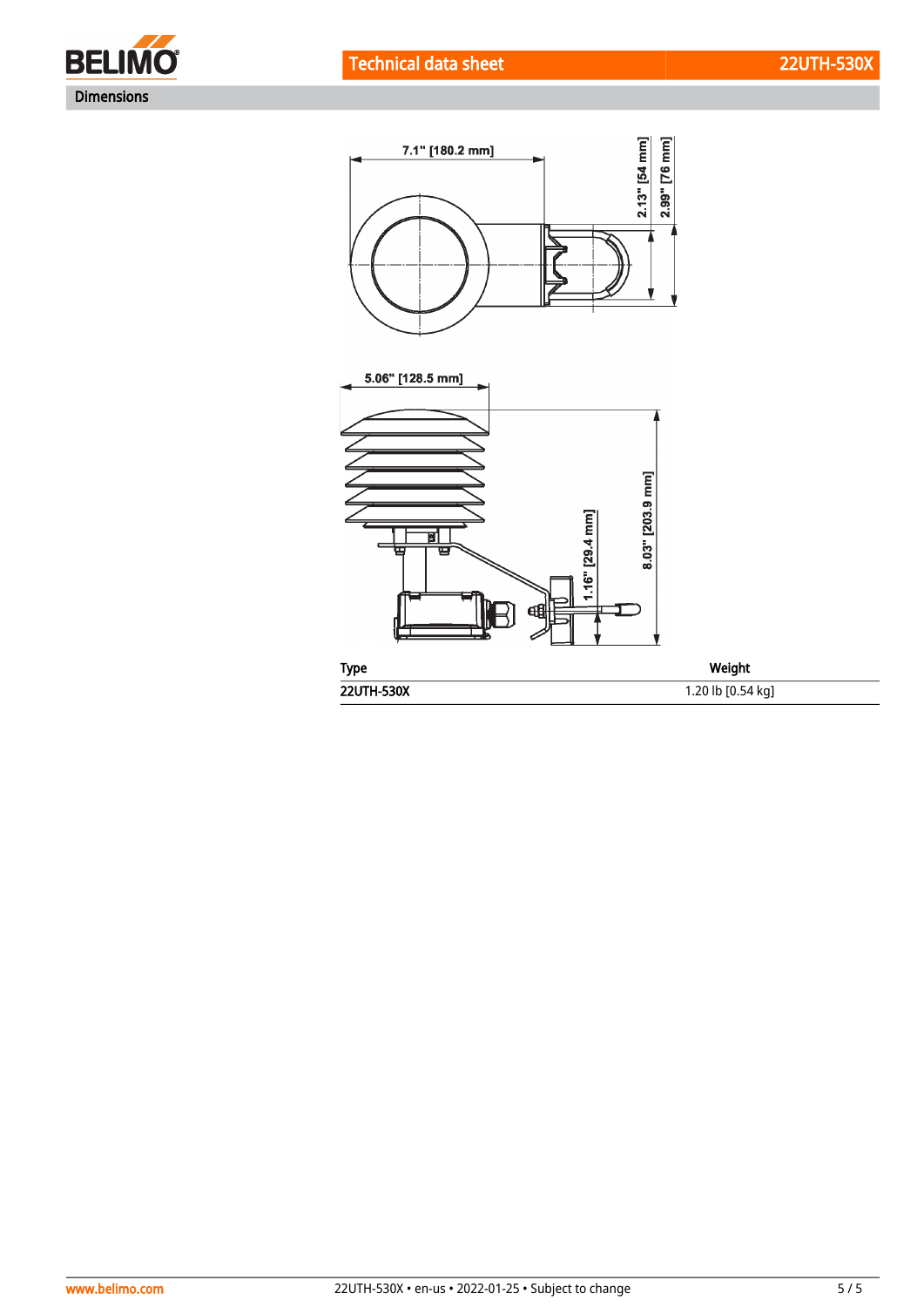## Dimensions

7.1" [180.2 mm]

2.13" [54 mm]

2.99" [76 mm]

5.06" [128.5 mm]

1.16" [29.4 mm]

8.03" [203.9 mm]

| Type | Weight |
| --- | --- |
| 22UTH-530X | 1.20 lb [0.54 kg] |